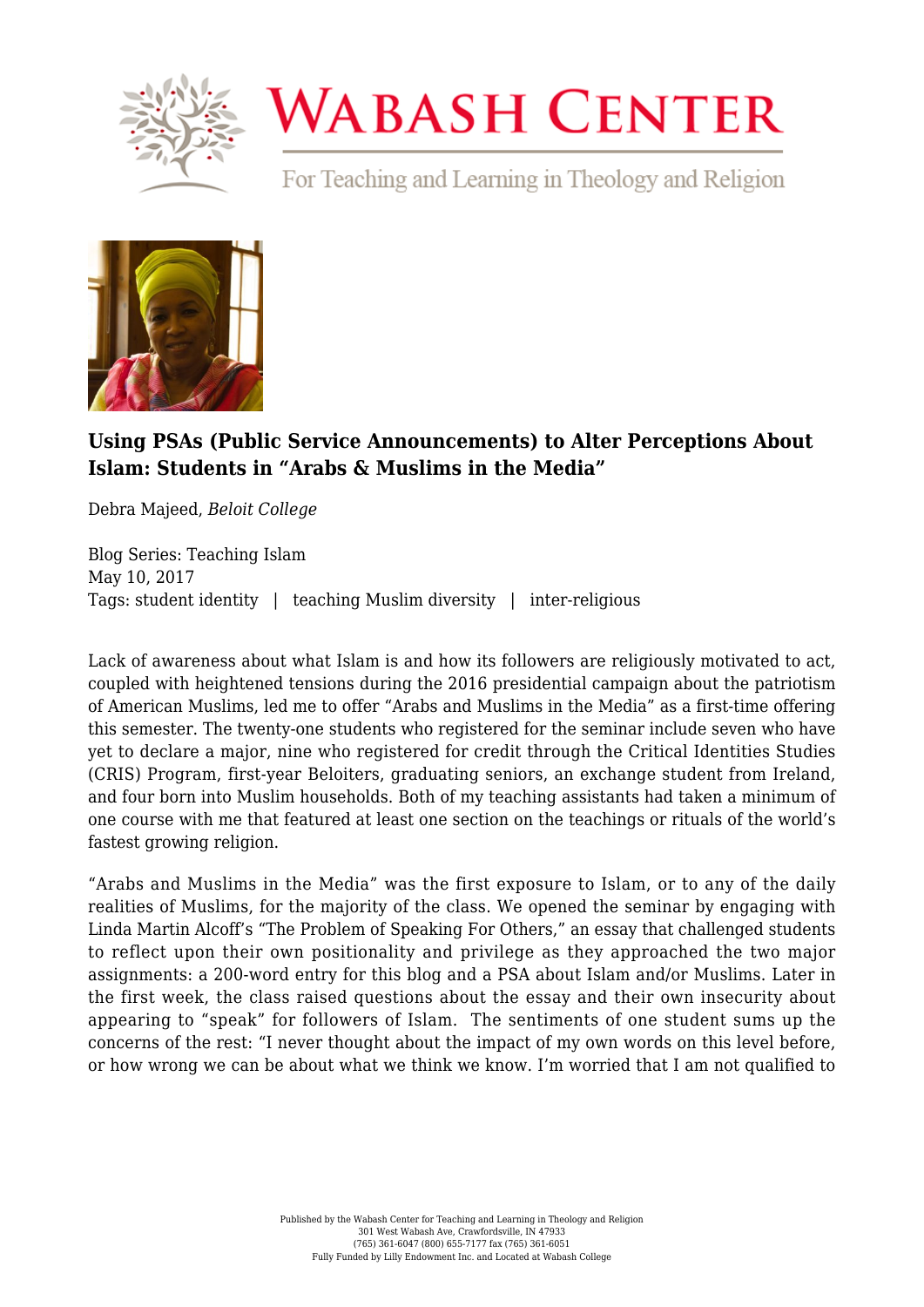# Using PSAs (Public Service Announcements) to Alter Perceptions About Islam: Students in "Arabs & Muslims in the Media"

Debra Majeed, *Beloit College*

Blog Series: Teaching Islam
May 10, 2017
Tags: student identity | teaching Muslim diversity | inter-religious

Lack of awareness about what Islam is and how its followers are religiously motivated to act, coupled with heightened tensions during the 2016 presidential campaign about the patriotism of American Muslims, led me to offer "Arabs and Muslims in the Media" as a first-time offering this semester. The twenty-one students who registered for the seminar include seven who have yet to declare a major, nine who registered for credit through the Critical Identities Studies (CRIS) Program, first-year Beloiters, graduating seniors, an exchange student from Ireland, and four born into Muslim households. Both of my teaching assistants had taken a minimum of one course with me that featured at least one section on the teachings or rituals of the world's fastest growing religion.

"Arabs and Muslims in the Media" was the first exposure to Islam, or to any of the daily realities of Muslims, for the majority of the class. We opened the seminar by engaging with Linda Martin Alcoff's "The Problem of Speaking For Others," an essay that challenged students to reflect upon their own positionality and privilege as they approached the two major assignments: a 200-word entry for this blog and a PSA about Islam and/or Muslims. Later in the first week, the class raised questions about the essay and their own insecurity about appearing to "speak" for followers of Islam. The sentiments of one student sums up the concerns of the rest: "I never thought about the impact of my own words on this level before, or how wrong we can be about what we think we know. I'm worried that I am not qualified to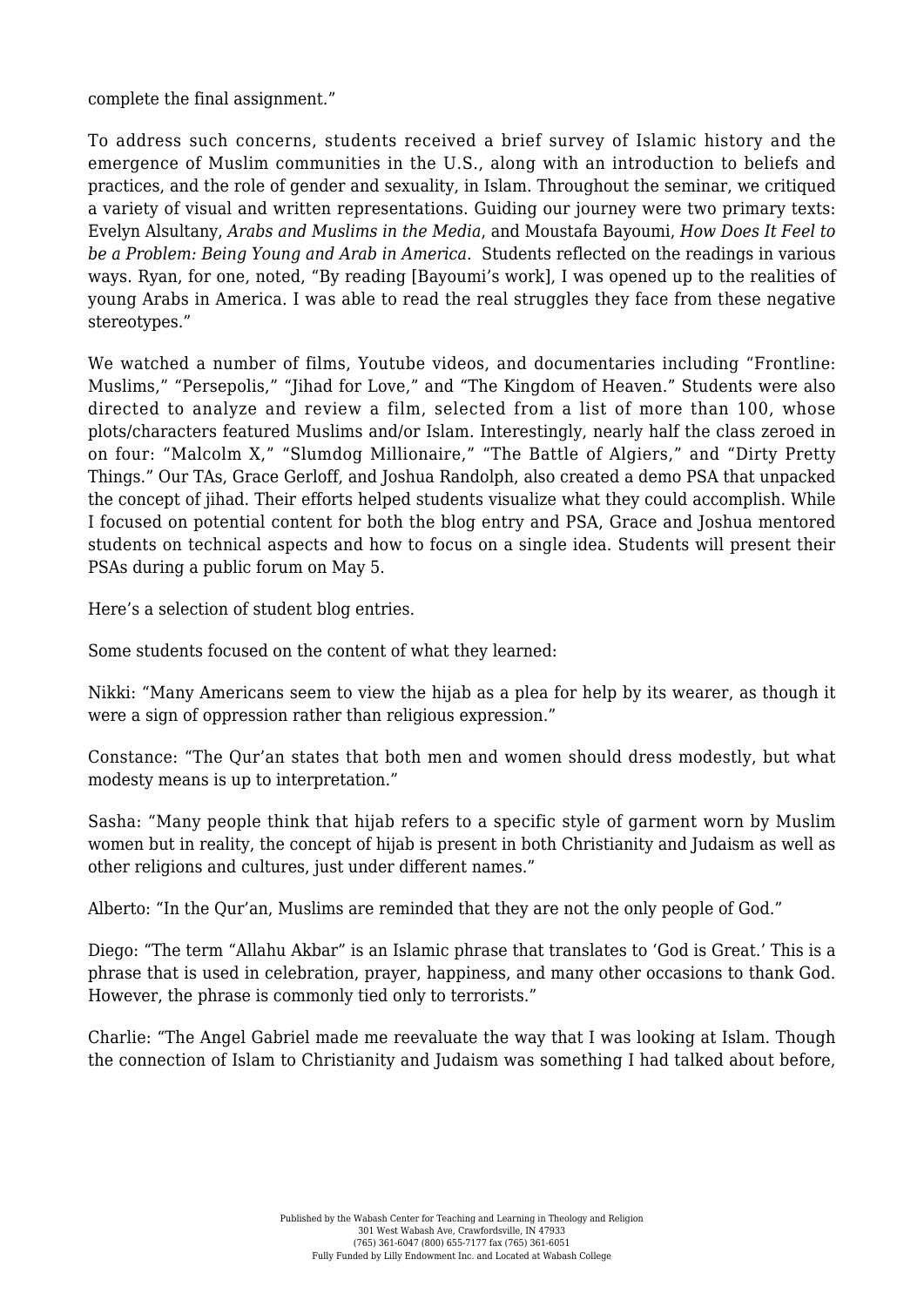complete the final assignment."

To address such concerns, students received a brief survey of Islamic history and the emergence of Muslim communities in the U.S., along with an introduction to beliefs and practices, and the role of gender and sexuality, in Islam. Throughout the seminar, we critiqued a variety of visual and written representations. Guiding our journey were two primary texts: Evelyn Alsultany, *Arabs and Muslims in the Media*, and Moustafa Bayoumi, *How Does It Feel to be a Problem: Being Young and Arab in America*. Students reflected on the readings in various ways. Ryan, for one, noted, "By reading [Bayoumi's work], I was opened up to the realities of young Arabs in America. I was able to read the real struggles they face from these negative stereotypes."

We watched a number of films, Youtube videos, and documentaries including "Frontline: Muslims," "Persepolis," "Jihad for Love," and "The Kingdom of Heaven." Students were also directed to analyze and review a film, selected from a list of more than 100, whose plots/characters featured Muslims and/or Islam. Interestingly, nearly half the class zeroed in on four: "Malcolm X," "Slumdog Millionaire," "The Battle of Algiers," and "Dirty Pretty Things." Our TAs, Grace Gerloff, and Joshua Randolph, also created a demo PSA that unpacked the concept of jihad. Their efforts helped students visualize what they could accomplish. While I focused on potential content for both the blog entry and PSA, Grace and Joshua mentored students on technical aspects and how to focus on a single idea. Students will present their PSAs during a public forum on May 5.

Here's a selection of student blog entries.

Some students focused on the content of what they learned:

Nikki: "Many Americans seem to view the hijab as a plea for help by its wearer, as though it were a sign of oppression rather than religious expression."

Constance: "The Qur'an states that both men and women should dress modestly, but what modesty means is up to interpretation."

Sasha: "Many people think that hijab refers to a specific style of garment worn by Muslim women but in reality, the concept of hijab is present in both Christianity and Judaism as well as other religions and cultures, just under different names."

Alberto: "In the Qur'an, Muslims are reminded that they are not the only people of God."

Diego: "The term "Allahu Akbar" is an Islamic phrase that translates to 'God is Great.' This is a phrase that is used in celebration, prayer, happiness, and many other occasions to thank God. However, the phrase is commonly tied only to terrorists."

Charlie: "The Angel Gabriel made me reevaluate the way that I was looking at Islam. Though the connection of Islam to Christianity and Judaism was something I had talked about before,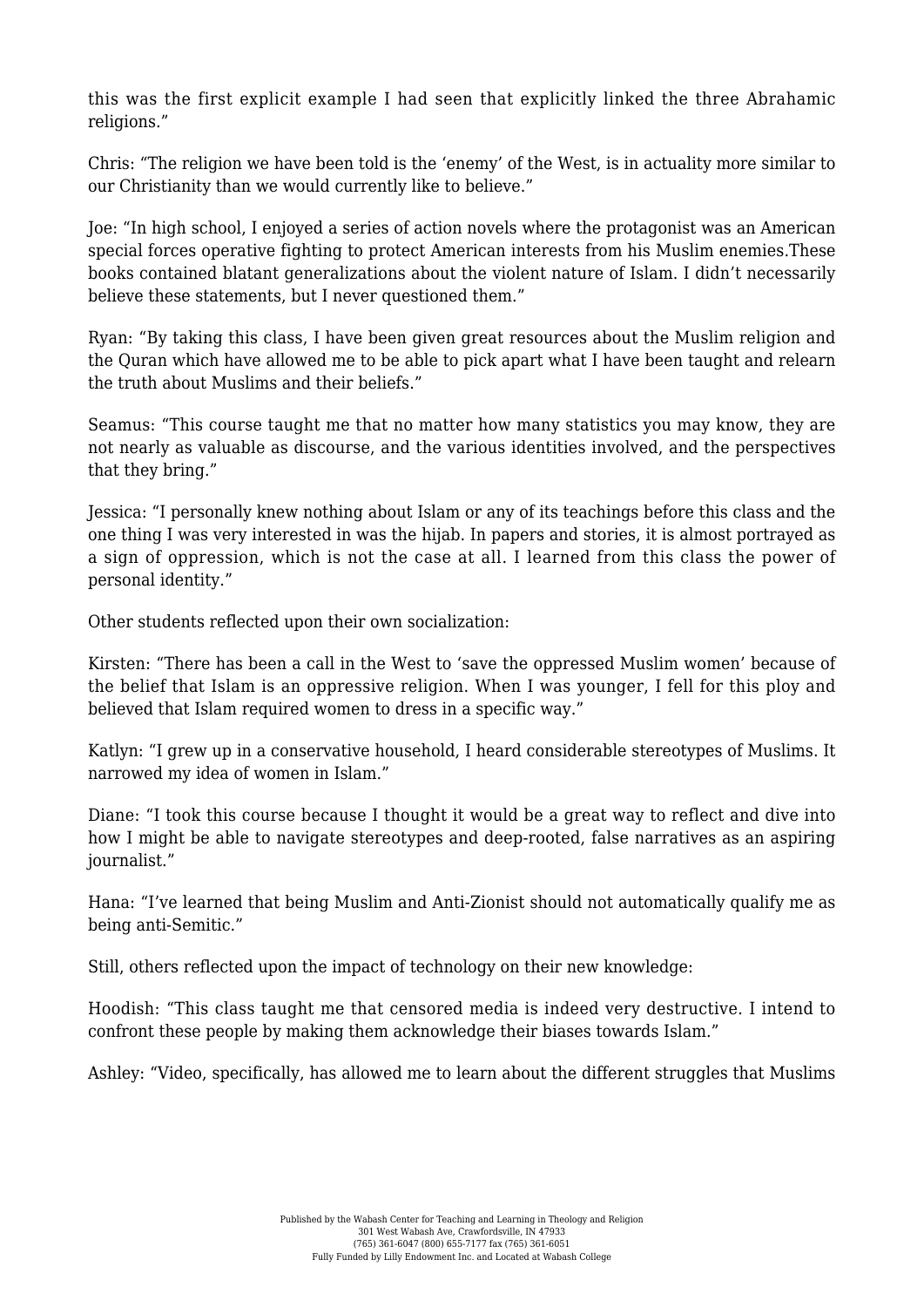this was the first explicit example I had seen that explicitly linked the three Abrahamic religions."

Chris: "The religion we have been told is the 'enemy' of the West, is in actuality more similar to our Christianity than we would currently like to believe."

Joe: "In high school, I enjoyed a series of action novels where the protagonist was an American special forces operative fighting to protect American interests from his Muslim enemies.These books contained blatant generalizations about the violent nature of Islam. I didn't necessarily believe these statements, but I never questioned them."

Ryan: "By taking this class, I have been given great resources about the Muslim religion and the Quran which have allowed me to be able to pick apart what I have been taught and relearn the truth about Muslims and their beliefs."

Seamus: "This course taught me that no matter how many statistics you may know, they are not nearly as valuable as discourse, and the various identities involved, and the perspectives that they bring."

Jessica: "I personally knew nothing about Islam or any of its teachings before this class and the one thing I was very interested in was the hijab. In papers and stories, it is almost portrayed as a sign of oppression, which is not the case at all. I learned from this class the power of personal identity."

Other students reflected upon their own socialization:

Kirsten: "There has been a call in the West to 'save the oppressed Muslim women' because of the belief that Islam is an oppressive religion. When I was younger, I fell for this ploy and believed that Islam required women to dress in a specific way."

Katlyn: "I grew up in a conservative household, I heard considerable stereotypes of Muslims. It narrowed my idea of women in Islam."

Diane: "I took this course because I thought it would be a great way to reflect and dive into how I might be able to navigate stereotypes and deep-rooted, false narratives as an aspiring journalist."

Hana: "I've learned that being Muslim and Anti-Zionist should not automatically qualify me as being anti-Semitic."

Still, others reflected upon the impact of technology on their new knowledge:

Hoodish: "This class taught me that censored media is indeed very destructive. I intend to confront these people by making them acknowledge their biases towards Islam."

Ashley: "Video, specifically, has allowed me to learn about the different struggles that Muslims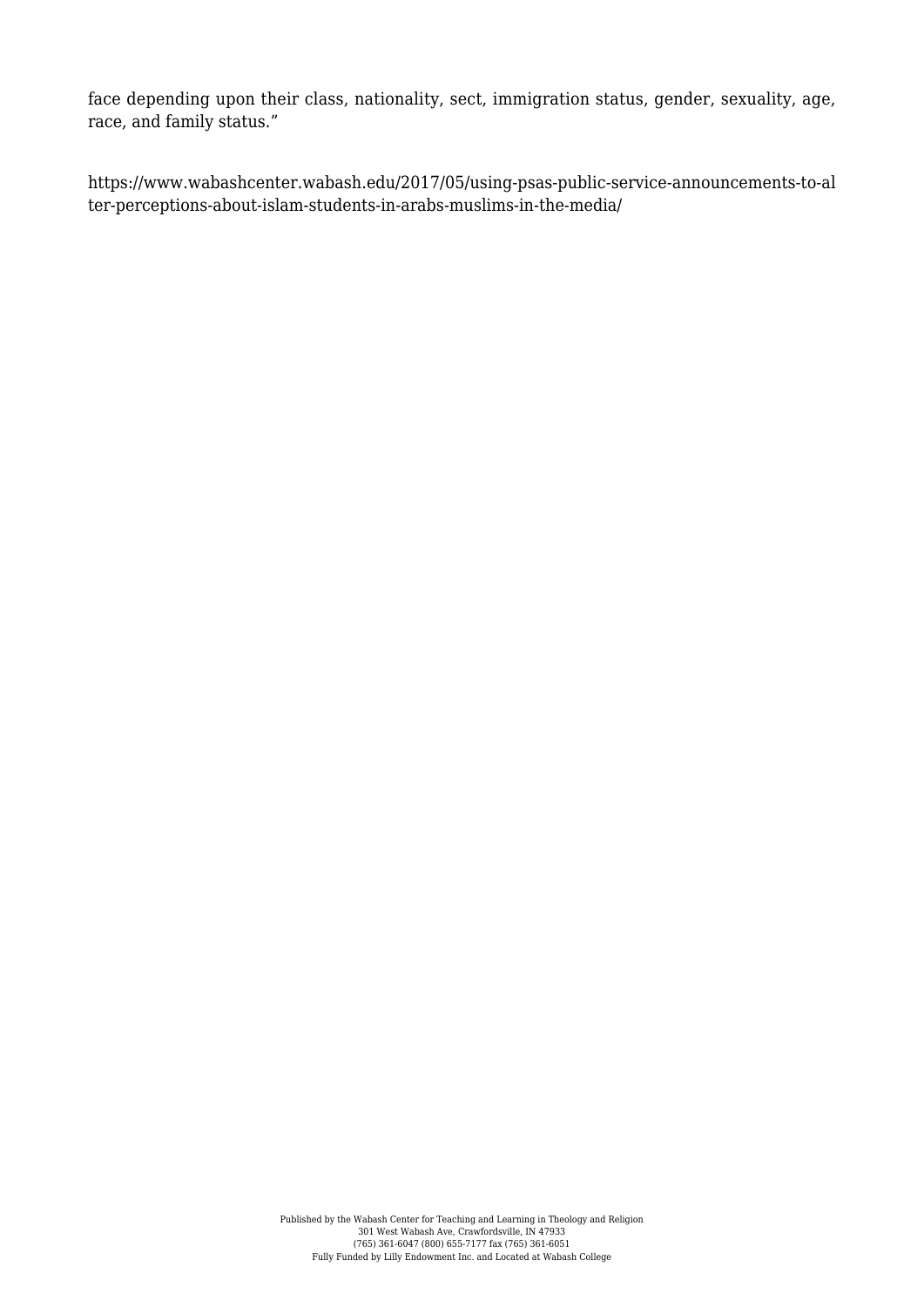face depending upon their class, nationality, sect, immigration status, gender, sexuality, age, race, and family status."

https://www.wabashcenter.wabash.edu/2017/05/using-psas-public-service-announcements-to-alter-perceptions-about-islam-students-in-arabs-muslims-in-the-media/